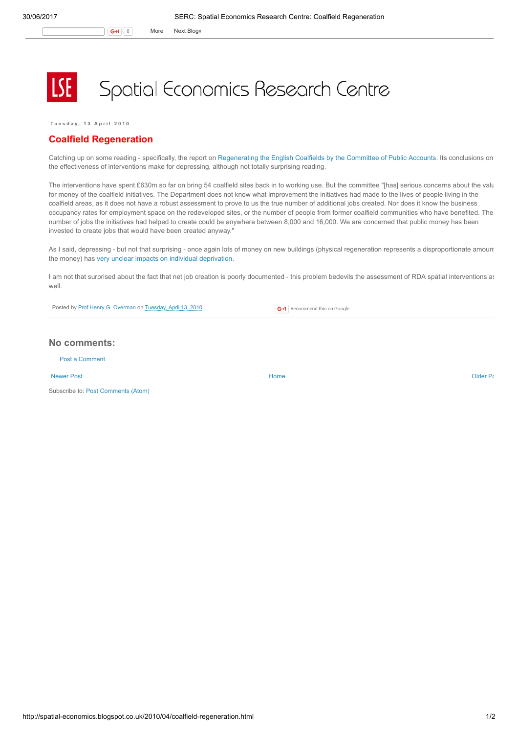# Spatial Economics Research Centre

Tuesday, 13 April 2010

## Coalfield Regeneration

Catching up on some reading - specifically, the report on Regenerating the English Coalfields by the Committee of Public Accounts. Its conclusions on the effectiveness of interventions make for depressing, although not totally surprising reading.

The interventions have spent £630m so far on bring 54 coalfield sites back in to working use. But the committee "[has] serious concerns about the valu for money of the coalfield initiatives. The Department does not know what improvement the initiatives had made to the lives of people living in the coalfield areas, as it does not have a robust assessment to prove to us the true number of additional jobs created. Nor does it know the business occupancy rates for employment space on the redeveloped sites, or the number of people from former coalfield communities who have benefited. The number of jobs the initiatives had helped to create could be anywhere between 8,000 and 16,000. We are concerned that public money has been invested to create jobs that would have been created anyway."

As I said, depressing - but not that surprising - once again lots of money on new buildings (physical regeneration represents a disproportionate amount the money) has very unclear impacts on individual deprivation.

I am not that surprised about the fact that net job creation is poorly documented - this problem bedevils the assessment of RDA spatial interventions as well.

Posted by Prof Henry G. Overman on Tuesday, April 13, 2010

Recommend this on Google

### No comments:

Post a Comment

Newer Post | Home | Older Po

Subscribe to: Post Comments (Atom)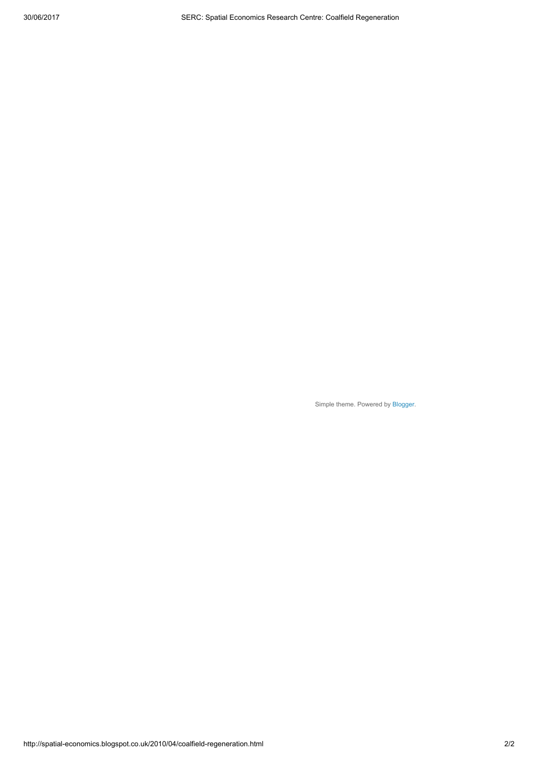Simple theme. Powered by Blogger.